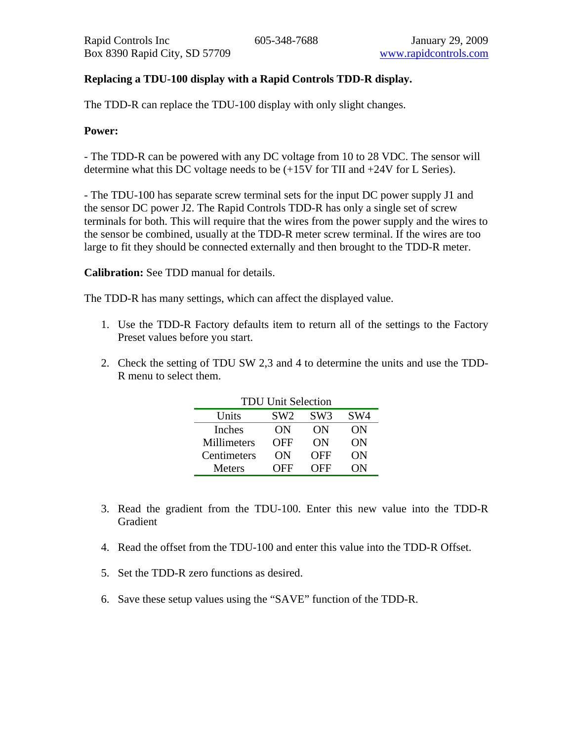Rapid Controls Inc  
Box 8390 Rapid City, SD 57709  
605-348-7688  
January 29, 2009  
www.rapidcontrols.com

**Replacing a TDU-100 display with a Rapid Controls TDD-R display.**

The TDD-R can replace the TDU-100 display with only slight changes.

**Power:**

- The TDD-R can be powered with any DC voltage from 10 to 28 VDC. The sensor will determine what this DC voltage needs to be (+15V for TII and +24V for L Series).

- The TDU-100 has separate screw terminal sets for the input DC power supply J1 and the sensor DC power J2. The Rapid Controls TDD-R has only a single set of screw terminals for both. This will require that the wires from the power supply and the wires to the sensor be combined, usually at the TDD-R meter screw terminal. If the wires are too large to fit they should be connected externally and then brought to the TDD-R meter.

**Calibration:** See TDD manual for details.

The TDD-R has many settings, which can affect the displayed value.

1. Use the TDD-R Factory defaults item to return all of the settings to the Factory Preset values before you start.

2. Check the setting of TDU SW 2,3 and 4 to determine the units and use the TDD-R menu to select them.

TDU Unit Selection

| Units | SW2 | SW3 | SW4 |
|---|---|---|---|
| Inches | ON | ON | ON |
| Millimeters | OFF | ON | ON |
| Centimeters | ON | OFF | ON |
| Meters | OFF | OFF | ON |

3. Read the gradient from the TDU-100. Enter this new value into the TDD-R Gradient

4. Read the offset from the TDU-100 and enter this value into the TDD-R Offset.

5. Set the TDD-R zero functions as desired.

6. Save these setup values using the "SAVE" function of the TDD-R.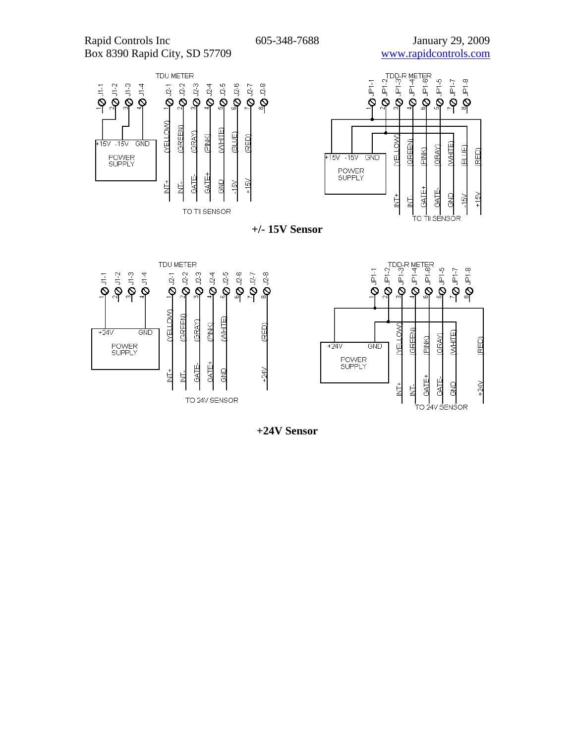Rapid Controls Inc
Box 8390 Rapid City, SD 57709

605-348-7688

January 29, 2009
www.rapidcontrols.com

TDU METER

J1-1 J1-2 J1-3 J1-4

J2-1 J2-2 J2-3 J2-4 J2-5 J2-6 J2-7 J2-8

+15V -15V GND

POWER SUPPLY

(YELLOW) (GREEN) (GRAY) (PINK) (WHITE) (BLUE) (RED)

INT+ INT- GATE- GATE+ GND -15V +15V

TO TII SENSOR

TDD-R METER

JP1-1 JP1-2 JP1-3 JP1-4 JP1-6 JP1-5 JP1-7 JP1-8

+15V -15V GND

POWER SUPPLY

(YELLOW) (GREEN) (PINK) (GRAY) (WHITE) (BLUE) (RED)

INT+ INT- GATE+ GATE- GND -15V +15V

TO TII SENSOR

**+/- 15V Sensor**

TDU METER

J1-1 J1-2 J1-3 J1-4

J2-1 J2-2 J2-3 J2-4 J2-5 J2-6 J2-7 J2-8

+24V GND

POWER SUPPLY

(YELLOW) (GREEN) (GRAY) (PINK) (WHITE) (RED)

INT+ INT- GATE- GATE+ GND +24V

TO 24V SENSOR

TDD-R METER

JP1-1 JP1-2 JP1-3 JP1-4 JP1-6 JP1-5 JP1-7 JP1-8

+24V GND

POWER SUPPLY

(YELLOW) (GREEN) (PINK) (GRAY) (WHITE) (RED)

INT+ INT- GATE+ GATE- GND +24V

TO 24V SENSOR

**+24V Sensor**